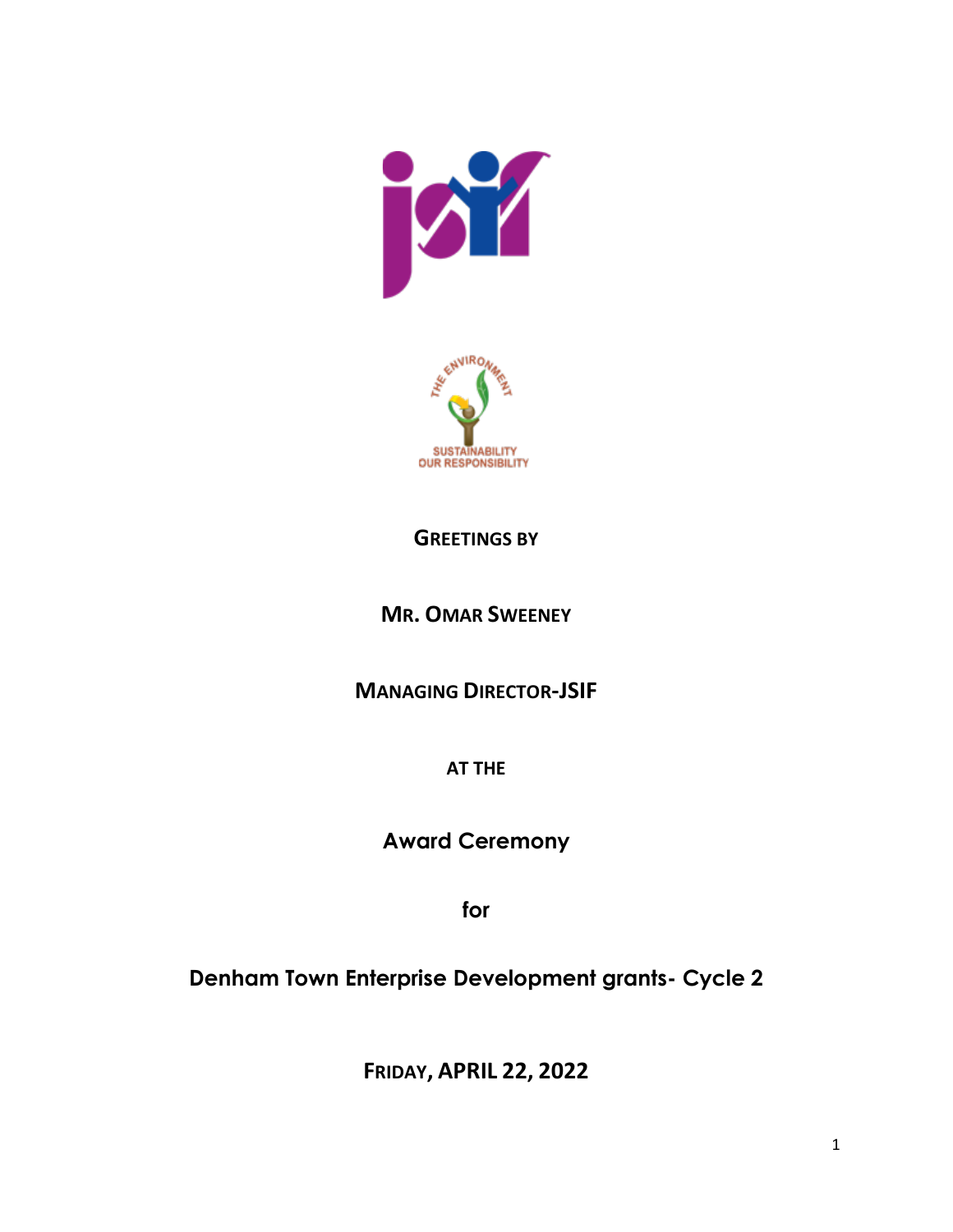**GREETINGS BY**

**MR. OMAR SWEENEY**

**MANAGING DIRECTOR-JSIF**

**AT THE**

**Award Ceremony**

**for**

**Denham Town Enterprise Development grants- Cycle 2**

**FRIDAY, APRIL 22, 2022**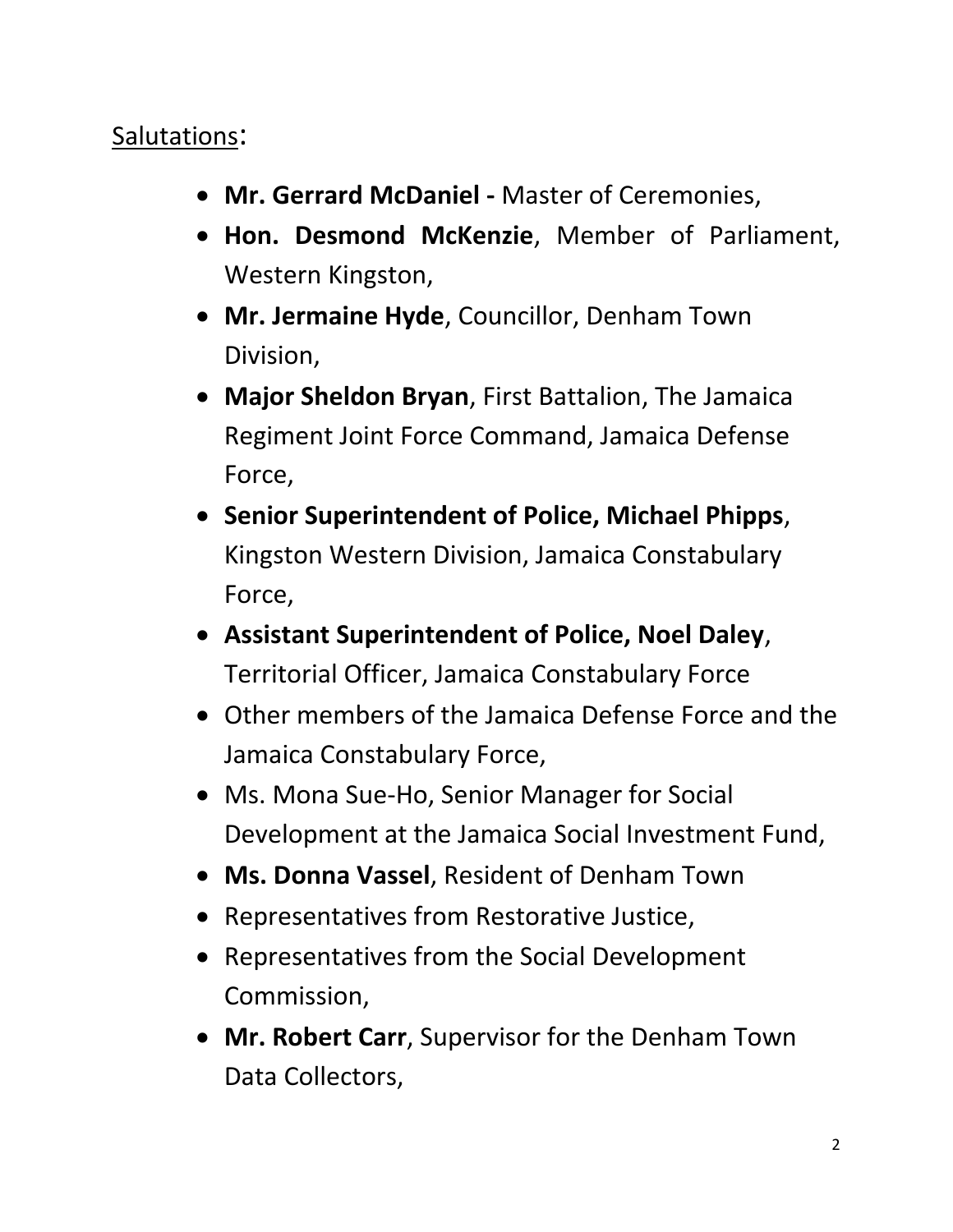<u>Salutations</u>:

- **Mr. Gerrard McDaniel -** Master of Ceremonies,
- **Hon. Desmond McKenzie**, Member of Parliament, Western Kingston,
- **Mr. Jermaine Hyde**, Councillor, Denham Town Division,
- **Major Sheldon Bryan**, First Battalion, The Jamaica Regiment Joint Force Command, Jamaica Defense Force,
- **Senior Superintendent of Police, Michael Phipps**, Kingston Western Division, Jamaica Constabulary Force,
- **Assistant Superintendent of Police, Noel Daley**, Territorial Officer, Jamaica Constabulary Force
- Other members of the Jamaica Defense Force and the Jamaica Constabulary Force,
- Ms. Mona Sue-Ho, Senior Manager for Social Development at the Jamaica Social Investment Fund,
- **Ms. Donna Vassel**, Resident of Denham Town
- Representatives from Restorative Justice,
- Representatives from the Social Development Commission,
- **Mr. Robert Carr**, Supervisor for the Denham Town Data Collectors,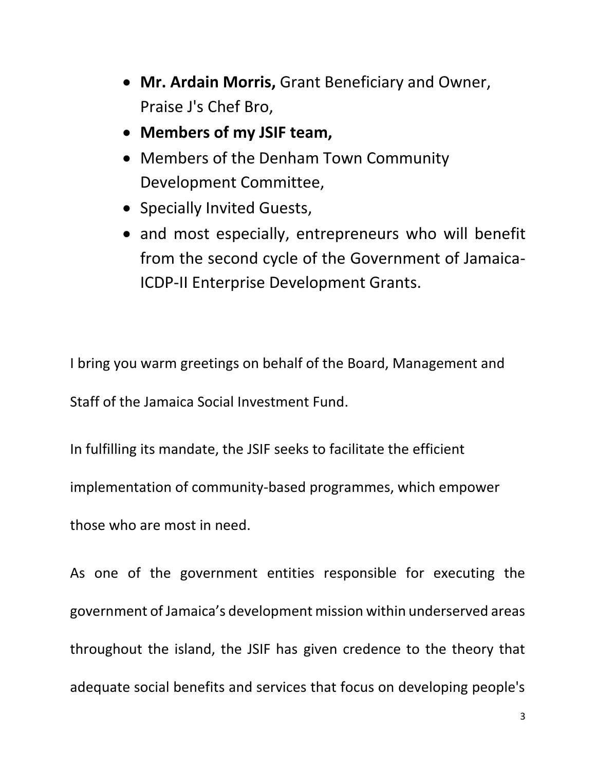- **Mr. Ardain Morris,** Grant Beneficiary and Owner, Praise J's Chef Bro,
- **Members of my JSIF team,**
- Members of the Denham Town Community Development Committee,
- Specially Invited Guests,
- and most especially, entrepreneurs who will benefit from the second cycle of the Government of Jamaica-ICDP-II Enterprise Development Grants.

I bring you warm greetings on behalf of the Board, Management and Staff of the Jamaica Social Investment Fund.

In fulfilling its mandate, the JSIF seeks to facilitate the efficient implementation of community-based programmes, which empower those who are most in need.

As one of the government entities responsible for executing the government of Jamaica's development mission within underserved areas throughout the island, the JSIF has given credence to the theory that adequate social benefits and services that focus on developing people's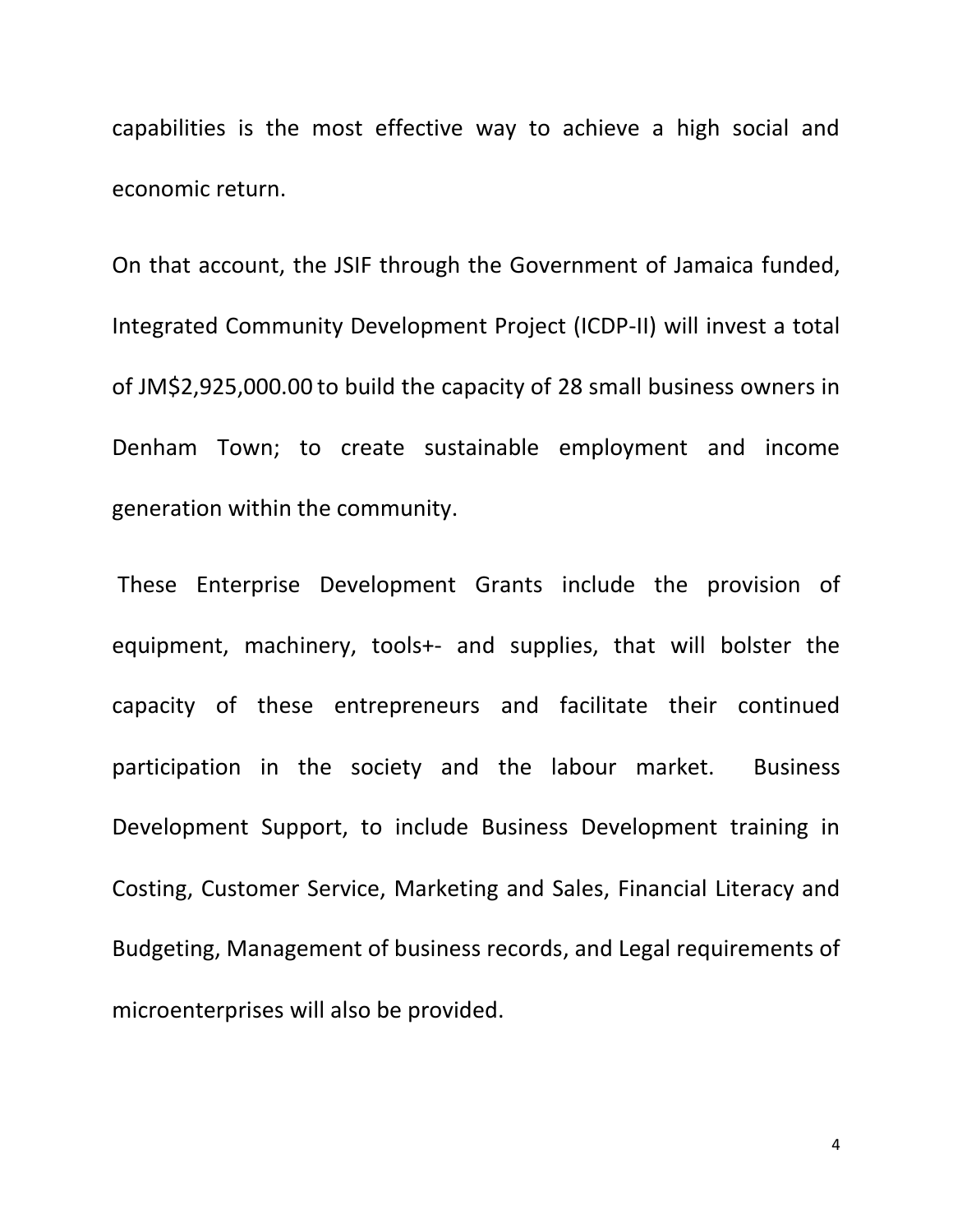capabilities is the most effective way to achieve a high social and economic return.

On that account, the JSIF through the Government of Jamaica funded, Integrated Community Development Project (ICDP-II) will invest a total of JM$2,925,000.00 to build the capacity of 28 small business owners in Denham Town; to create sustainable employment and income generation within the community.

These Enterprise Development Grants include the provision of equipment, machinery, tools+- and supplies, that will bolster the capacity of these entrepreneurs and facilitate their continued participation in the society and the labour market. Business Development Support, to include Business Development training in Costing, Customer Service, Marketing and Sales, Financial Literacy and Budgeting, Management of business records, and Legal requirements of microenterprises will also be provided.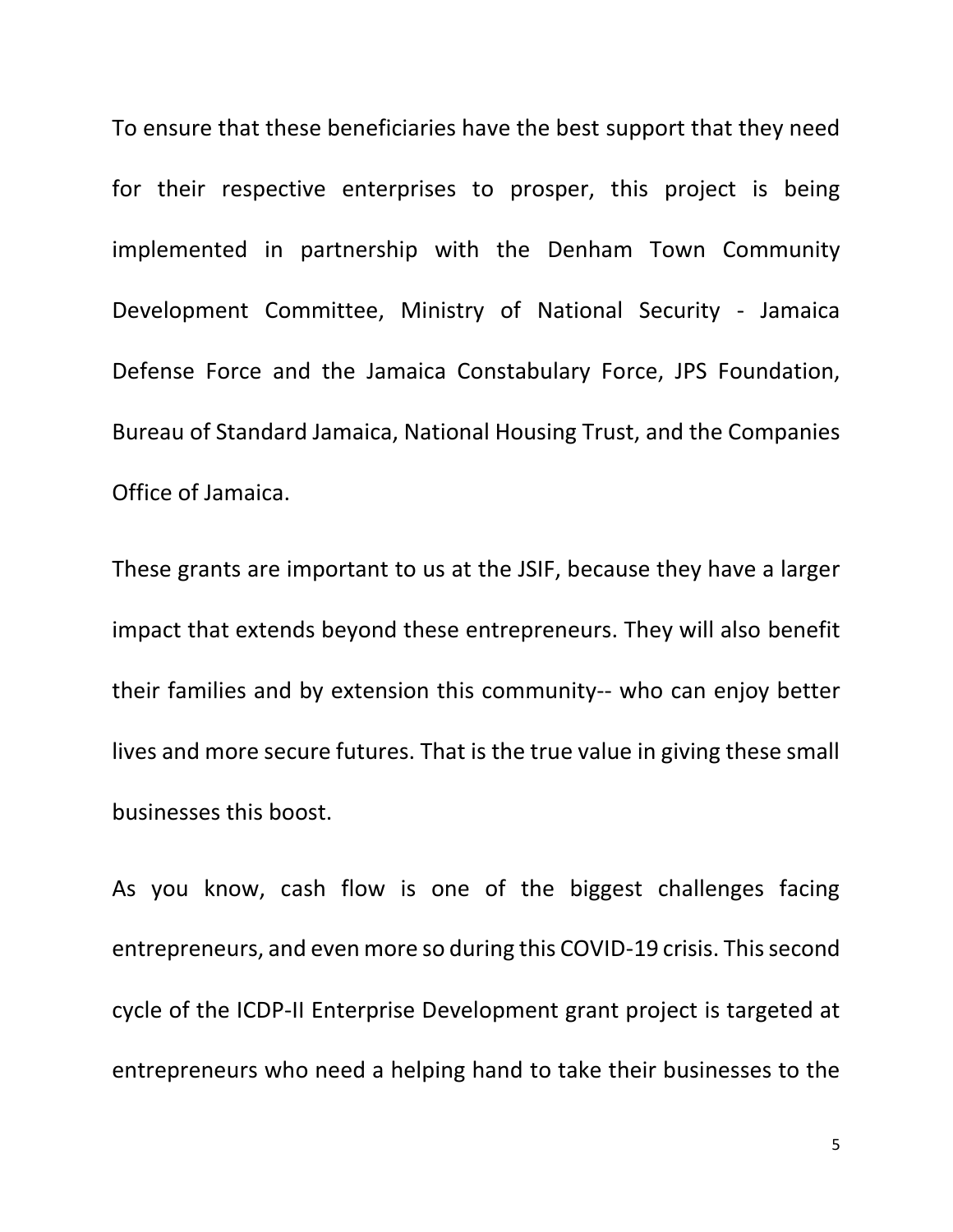To ensure that these beneficiaries have the best support that they need for their respective enterprises to prosper, this project is being implemented in partnership with the Denham Town Community Development Committee, Ministry of National Security - Jamaica Defense Force and the Jamaica Constabulary Force, JPS Foundation, Bureau of Standard Jamaica, National Housing Trust, and the Companies Office of Jamaica.

These grants are important to us at the JSIF, because they have a larger impact that extends beyond these entrepreneurs. They will also benefit their families and by extension this community-- who can enjoy better lives and more secure futures. That is the true value in giving these small businesses this boost.

As you know, cash flow is one of the biggest challenges facing entrepreneurs, and even more so during this COVID-19 crisis. This second cycle of the ICDP-II Enterprise Development grant project is targeted at entrepreneurs who need a helping hand to take their businesses to the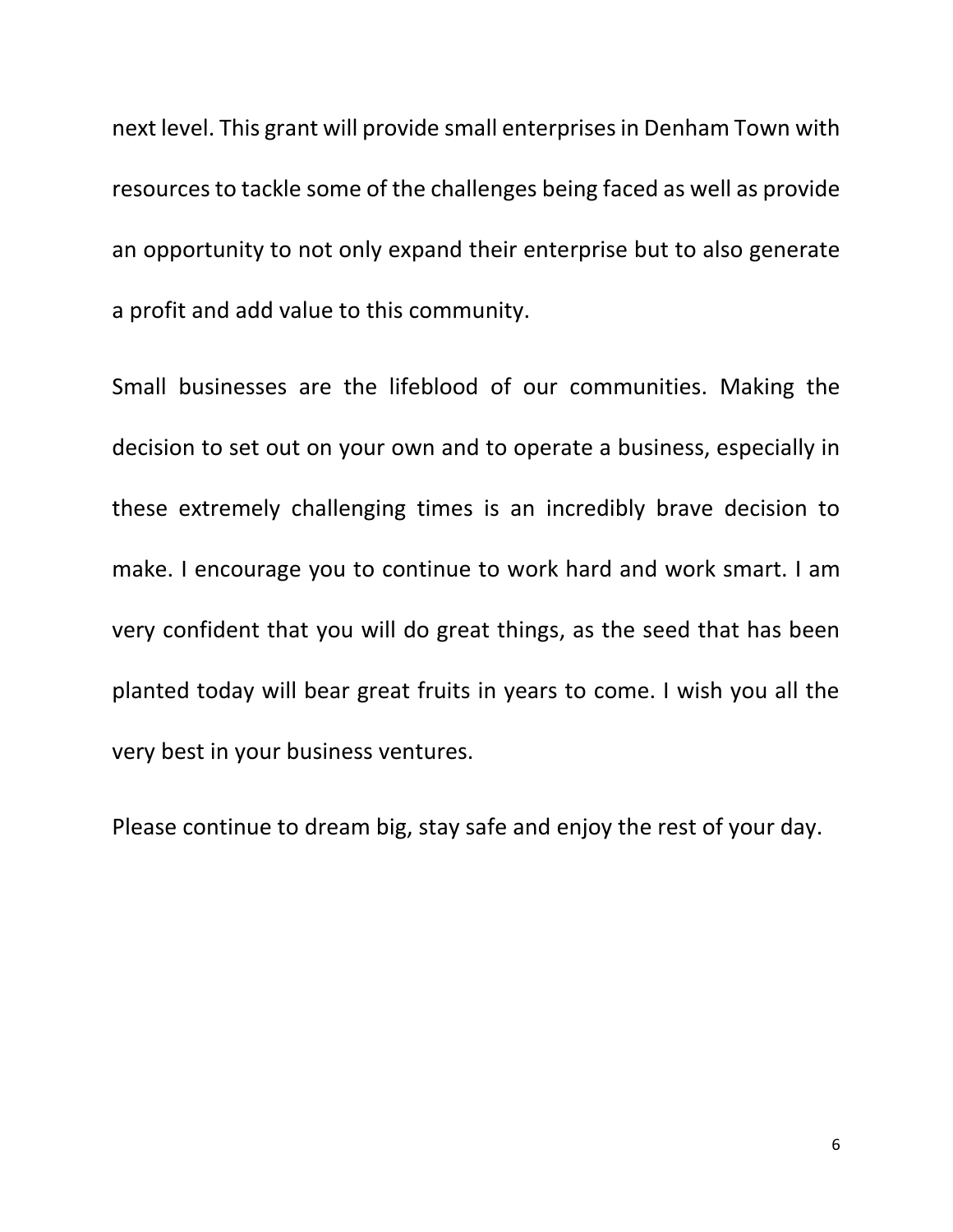next level. This grant will provide small enterprises in Denham Town with resources to tackle some of the challenges being faced as well as provide an opportunity to not only expand their enterprise but to also generate a profit and add value to this community.

Small businesses are the lifeblood of our communities. Making the decision to set out on your own and to operate a business, especially in these extremely challenging times is an incredibly brave decision to make. I encourage you to continue to work hard and work smart. I am very confident that you will do great things, as the seed that has been planted today will bear great fruits in years to come. I wish you all the very best in your business ventures.

Please continue to dream big, stay safe and enjoy the rest of your day.